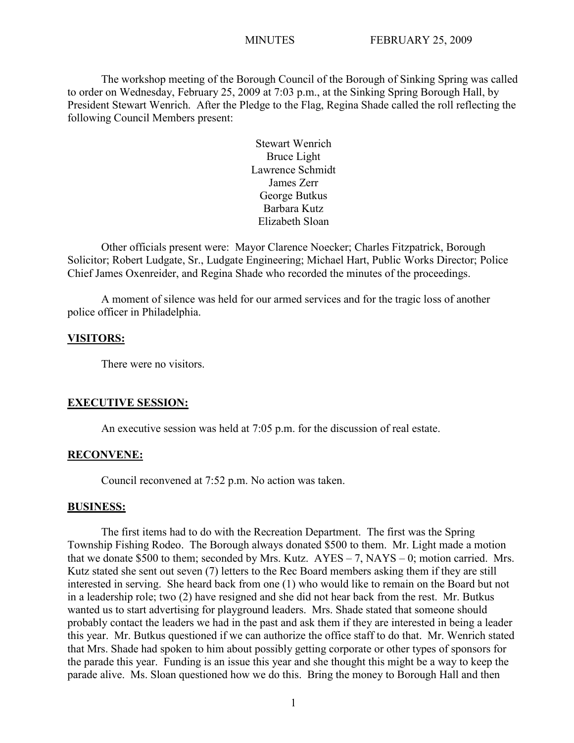# MINUTES FEBRUARY 25, 2009

The workshop meeting of the Borough Council of the Borough of Sinking Spring was called to order on Wednesday, February 25, 2009 at 7:03 p.m., at the Sinking Spring Borough Hall, by President Stewart Wenrich. After the Pledge to the Flag, Regina Shade called the roll reflecting the following Council Members present:

Stewart Wenrich
Bruce Light
Lawrence Schmidt
James Zerr
George Butkus
Barbara Kutz
Elizabeth Sloan

Other officials present were: Mayor Clarence Noecker; Charles Fitzpatrick, Borough Solicitor; Robert Ludgate, Sr., Ludgate Engineering; Michael Hart, Public Works Director; Police Chief James Oxenreider, and Regina Shade who recorded the minutes of the proceedings.

A moment of silence was held for our armed services and for the tragic loss of another police officer in Philadelphia.

**VISITORS:**

There were no visitors.

**EXECUTIVE SESSION:**

An executive session was held at 7:05 p.m. for the discussion of real estate.

**RECONVENE:**

Council reconvened at 7:52 p.m. No action was taken.

**BUSINESS:**

The first items had to do with the Recreation Department. The first was the Spring Township Fishing Rodeo. The Borough always donated $500 to them. Mr. Light made a motion that we donate $500 to them; seconded by Mrs. Kutz. AYES – 7, NAYS – 0; motion carried. Mrs. Kutz stated she sent out seven (7) letters to the Rec Board members asking them if they are still interested in serving. She heard back from one (1) who would like to remain on the Board but not in a leadership role; two (2) have resigned and she did not hear back from the rest. Mr. Butkus wanted us to start advertising for playground leaders. Mrs. Shade stated that someone should probably contact the leaders we had in the past and ask them if they are interested in being a leader this year. Mr. Butkus questioned if we can authorize the office staff to do that. Mr. Wenrich stated that Mrs. Shade had spoken to him about possibly getting corporate or other types of sponsors for the parade this year. Funding is an issue this year and she thought this might be a way to keep the parade alive. Ms. Sloan questioned how we do this. Bring the money to Borough Hall and then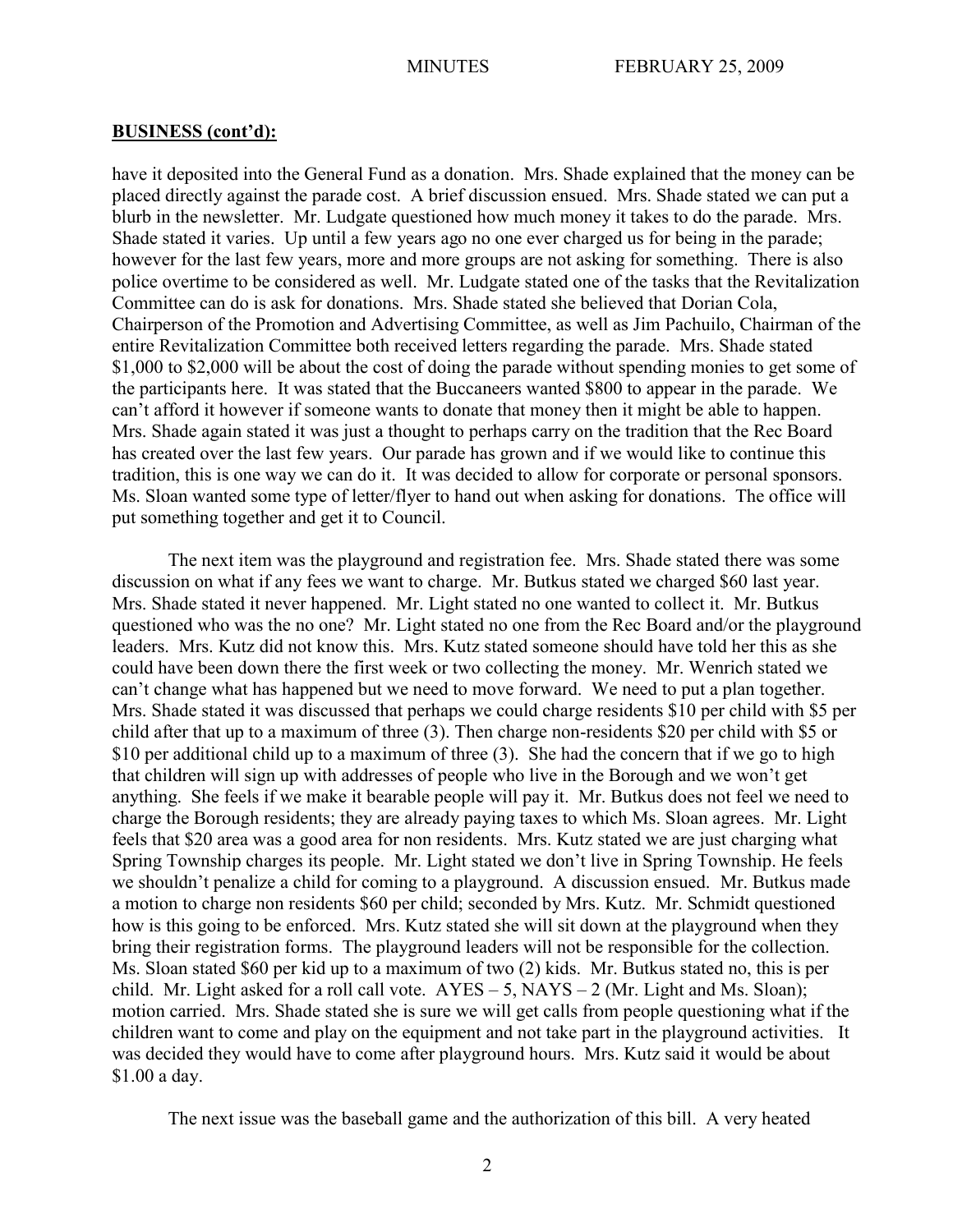**BUSINESS (cont'd):**

have it deposited into the General Fund as a donation. Mrs. Shade explained that the money can be placed directly against the parade cost. A brief discussion ensued. Mrs. Shade stated we can put a blurb in the newsletter. Mr. Ludgate questioned how much money it takes to do the parade. Mrs. Shade stated it varies. Up until a few years ago no one ever charged us for being in the parade; however for the last few years, more and more groups are not asking for something. There is also police overtime to be considered as well. Mr. Ludgate stated one of the tasks that the Revitalization Committee can do is ask for donations. Mrs. Shade stated she believed that Dorian Cola, Chairperson of the Promotion and Advertising Committee, as well as Jim Pachuilo, Chairman of the entire Revitalization Committee both received letters regarding the parade. Mrs. Shade stated $1,000 to $2,000 will be about the cost of doing the parade without spending monies to get some of the participants here. It was stated that the Buccaneers wanted $800 to appear in the parade. We can't afford it however if someone wants to donate that money then it might be able to happen. Mrs. Shade again stated it was just a thought to perhaps carry on the tradition that the Rec Board has created over the last few years. Our parade has grown and if we would like to continue this tradition, this is one way we can do it. It was decided to allow for corporate or personal sponsors. Ms. Sloan wanted some type of letter/flyer to hand out when asking for donations. The office will put something together and get it to Council.

The next item was the playground and registration fee. Mrs. Shade stated there was some discussion on what if any fees we want to charge. Mr. Butkus stated we charged $60 last year. Mrs. Shade stated it never happened. Mr. Light stated no one wanted to collect it. Mr. Butkus questioned who was the no one? Mr. Light stated no one from the Rec Board and/or the playground leaders. Mrs. Kutz did not know this. Mrs. Kutz stated someone should have told her this as she could have been down there the first week or two collecting the money. Mr. Wenrich stated we can't change what has happened but we need to move forward. We need to put a plan together. Mrs. Shade stated it was discussed that perhaps we could charge residents $10 per child with $5 per child after that up to a maximum of three (3). Then charge non-residents $20 per child with $5 or $10 per additional child up to a maximum of three (3). She had the concern that if we go to high that children will sign up with addresses of people who live in the Borough and we won't get anything. She feels if we make it bearable people will pay it. Mr. Butkus does not feel we need to charge the Borough residents; they are already paying taxes to which Ms. Sloan agrees. Mr. Light feels that $20 area was a good area for non residents. Mrs. Kutz stated we are just charging what Spring Township charges its people. Mr. Light stated we don't live in Spring Township. He feels we shouldn't penalize a child for coming to a playground. A discussion ensued. Mr. Butkus made a motion to charge non residents $60 per child; seconded by Mrs. Kutz. Mr. Schmidt questioned how is this going to be enforced. Mrs. Kutz stated she will sit down at the playground when they bring their registration forms. The playground leaders will not be responsible for the collection. Ms. Sloan stated $60 per kid up to a maximum of two (2) kids. Mr. Butkus stated no, this is per child. Mr. Light asked for a roll call vote. AYES – 5, NAYS – 2 (Mr. Light and Ms. Sloan); motion carried. Mrs. Shade stated she is sure we will get calls from people questioning what if the children want to come and play on the equipment and not take part in the playground activities. It was decided they would have to come after playground hours. Mrs. Kutz said it would be about $1.00 a day.

The next issue was the baseball game and the authorization of this bill. A very heated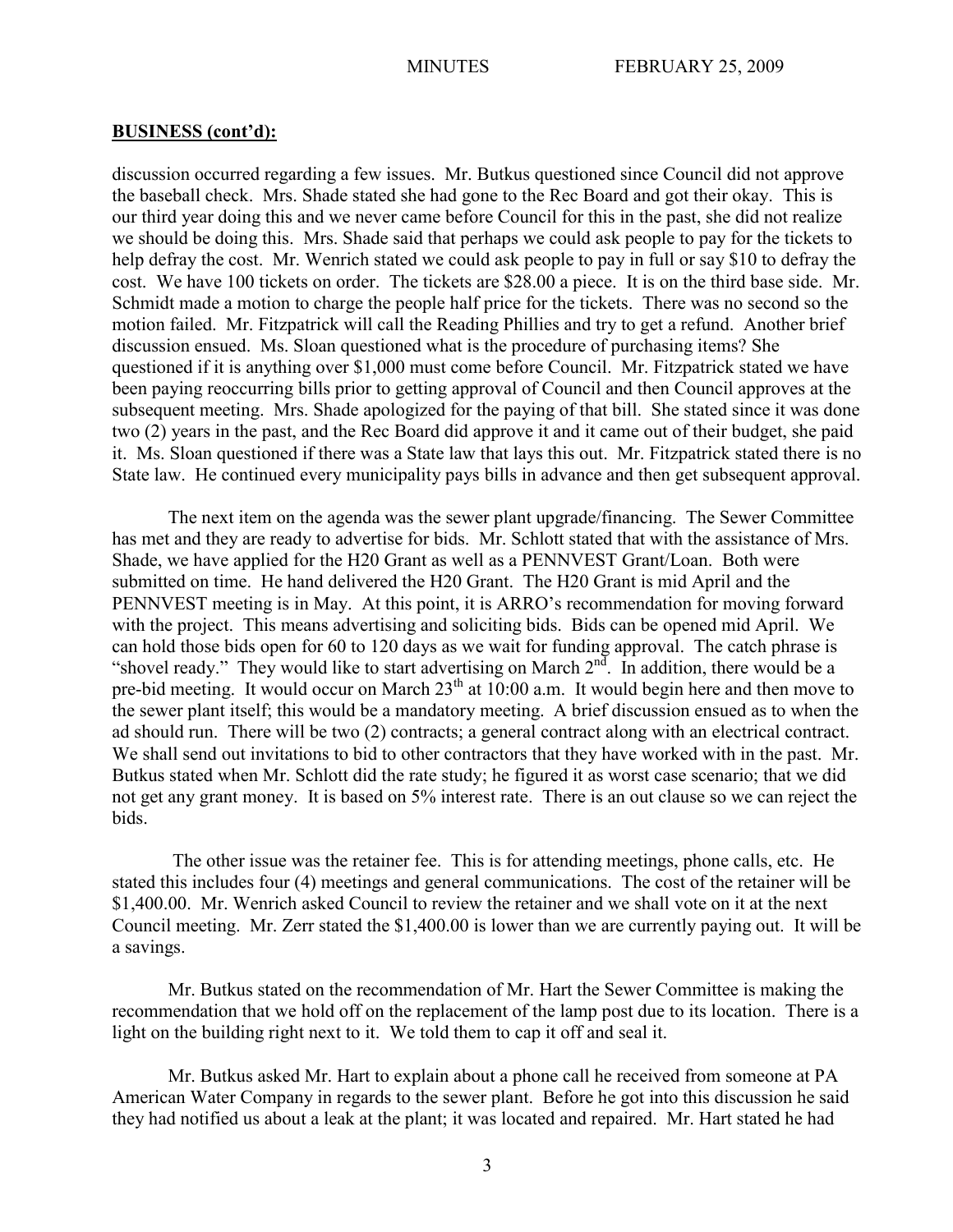**BUSINESS (cont'd):**

discussion occurred regarding a few issues. Mr. Butkus questioned since Council did not approve the baseball check. Mrs. Shade stated she had gone to the Rec Board and got their okay. This is our third year doing this and we never came before Council for this in the past, she did not realize we should be doing this. Mrs. Shade said that perhaps we could ask people to pay for the tickets to help defray the cost. Mr. Wenrich stated we could ask people to pay in full or say $10 to defray the cost. We have 100 tickets on order. The tickets are $28.00 a piece. It is on the third base side. Mr. Schmidt made a motion to charge the people half price for the tickets. There was no second so the motion failed. Mr. Fitzpatrick will call the Reading Phillies and try to get a refund. Another brief discussion ensued. Ms. Sloan questioned what is the procedure of purchasing items? She questioned if it is anything over $1,000 must come before Council. Mr. Fitzpatrick stated we have been paying reoccurring bills prior to getting approval of Council and then Council approves at the subsequent meeting. Mrs. Shade apologized for the paying of that bill. She stated since it was done two (2) years in the past, and the Rec Board did approve it and it came out of their budget, she paid it. Ms. Sloan questioned if there was a State law that lays this out. Mr. Fitzpatrick stated there is no State law. He continued every municipality pays bills in advance and then get subsequent approval.

The next item on the agenda was the sewer plant upgrade/financing. The Sewer Committee has met and they are ready to advertise for bids. Mr. Schlott stated that with the assistance of Mrs. Shade, we have applied for the H20 Grant as well as a PENNVEST Grant/Loan. Both were submitted on time. He hand delivered the H20 Grant. The H20 Grant is mid April and the PENNVEST meeting is in May. At this point, it is ARRO's recommendation for moving forward with the project. This means advertising and soliciting bids. Bids can be opened mid April. We can hold those bids open for 60 to 120 days as we wait for funding approval. The catch phrase is "shovel ready." They would like to start advertising on March 2nd. In addition, there would be a pre-bid meeting. It would occur on March 23th at 10:00 a.m. It would begin here and then move to the sewer plant itself; this would be a mandatory meeting. A brief discussion ensued as to when the ad should run. There will be two (2) contracts; a general contract along with an electrical contract. We shall send out invitations to bid to other contractors that they have worked with in the past. Mr. Butkus stated when Mr. Schlott did the rate study; he figured it as worst case scenario; that we did not get any grant money. It is based on 5% interest rate. There is an out clause so we can reject the bids.

The other issue was the retainer fee. This is for attending meetings, phone calls, etc. He stated this includes four (4) meetings and general communications. The cost of the retainer will be $1,400.00. Mr. Wenrich asked Council to review the retainer and we shall vote on it at the next Council meeting. Mr. Zerr stated the $1,400.00 is lower than we are currently paying out. It will be a savings.

Mr. Butkus stated on the recommendation of Mr. Hart the Sewer Committee is making the recommendation that we hold off on the replacement of the lamp post due to its location. There is a light on the building right next to it. We told them to cap it off and seal it.

Mr. Butkus asked Mr. Hart to explain about a phone call he received from someone at PA American Water Company in regards to the sewer plant. Before he got into this discussion he said they had notified us about a leak at the plant; it was located and repaired. Mr. Hart stated he had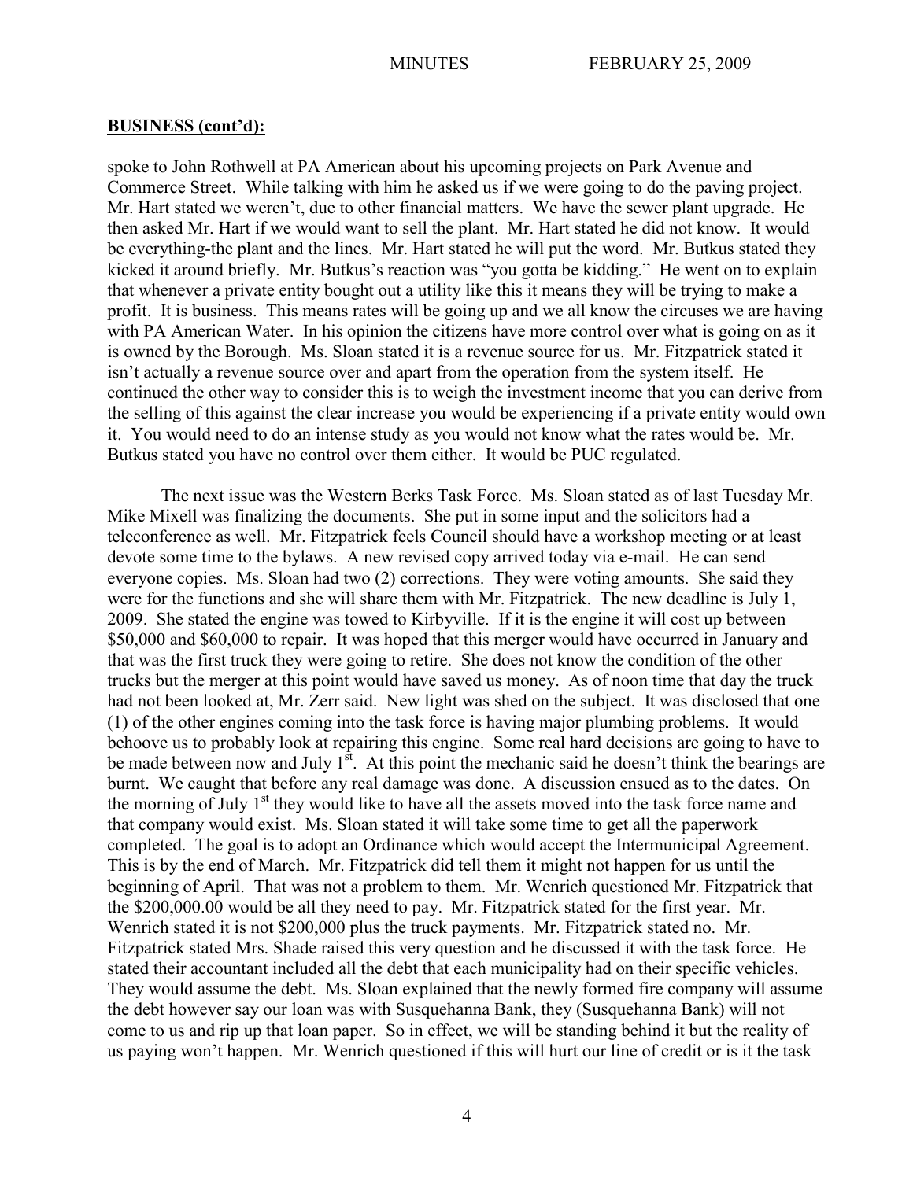## BUSINESS (cont'd):

spoke to John Rothwell at PA American about his upcoming projects on Park Avenue and Commerce Street. While talking with him he asked us if we were going to do the paving project. Mr. Hart stated we weren't, due to other financial matters. We have the sewer plant upgrade. He then asked Mr. Hart if we would want to sell the plant. Mr. Hart stated he did not know. It would be everything-the plant and the lines. Mr. Hart stated he will put the word. Mr. Butkus stated they kicked it around briefly. Mr. Butkus's reaction was "you gotta be kidding." He went on to explain that whenever a private entity bought out a utility like this it means they will be trying to make a profit. It is business. This means rates will be going up and we all know the circuses we are having with PA American Water. In his opinion the citizens have more control over what is going on as it is owned by the Borough. Ms. Sloan stated it is a revenue source for us. Mr. Fitzpatrick stated it isn't actually a revenue source over and apart from the operation from the system itself. He continued the other way to consider this is to weigh the investment income that you can derive from the selling of this against the clear increase you would be experiencing if a private entity would own it. You would need to do an intense study as you would not know what the rates would be. Mr. Butkus stated you have no control over them either. It would be PUC regulated.

The next issue was the Western Berks Task Force. Ms. Sloan stated as of last Tuesday Mr. Mike Mixell was finalizing the documents. She put in some input and the solicitors had a teleconference as well. Mr. Fitzpatrick feels Council should have a workshop meeting or at least devote some time to the bylaws. A new revised copy arrived today via e-mail. He can send everyone copies. Ms. Sloan had two (2) corrections. They were voting amounts. She said they were for the functions and she will share them with Mr. Fitzpatrick. The new deadline is July 1, 2009. She stated the engine was towed to Kirbyville. If it is the engine it will cost up between \$50,000 and \$60,000 to repair. It was hoped that this merger would have occurred in January and that was the first truck they were going to retire. She does not know the condition of the other trucks but the merger at this point would have saved us money. As of noon time that day the truck had not been looked at, Mr. Zerr said. New light was shed on the subject. It was disclosed that one (1) of the other engines coming into the task force is having major plumbing problems. It would behoove us to probably look at repairing this engine. Some real hard decisions are going to have to be made between now and July 1st. At this point the mechanic said he doesn't think the bearings are burnt. We caught that before any real damage was done. A discussion ensued as to the dates. On the morning of July 1st they would like to have all the assets moved into the task force name and that company would exist. Ms. Sloan stated it will take some time to get all the paperwork completed. The goal is to adopt an Ordinance which would accept the Intermunicipal Agreement. This is by the end of March. Mr. Fitzpatrick did tell them it might not happen for us until the beginning of April. That was not a problem to them. Mr. Wenrich questioned Mr. Fitzpatrick that the \$200,000.00 would be all they need to pay. Mr. Fitzpatrick stated for the first year. Mr. Wenrich stated it is not \$200,000 plus the truck payments. Mr. Fitzpatrick stated no. Mr. Fitzpatrick stated Mrs. Shade raised this very question and he discussed it with the task force. He stated their accountant included all the debt that each municipality had on their specific vehicles. They would assume the debt. Ms. Sloan explained that the newly formed fire company will assume the debt however say our loan was with Susquehanna Bank, they (Susquehanna Bank) will not come to us and rip up that loan paper. So in effect, we will be standing behind it but the reality of us paying won't happen. Mr. Wenrich questioned if this will hurt our line of credit or is it the task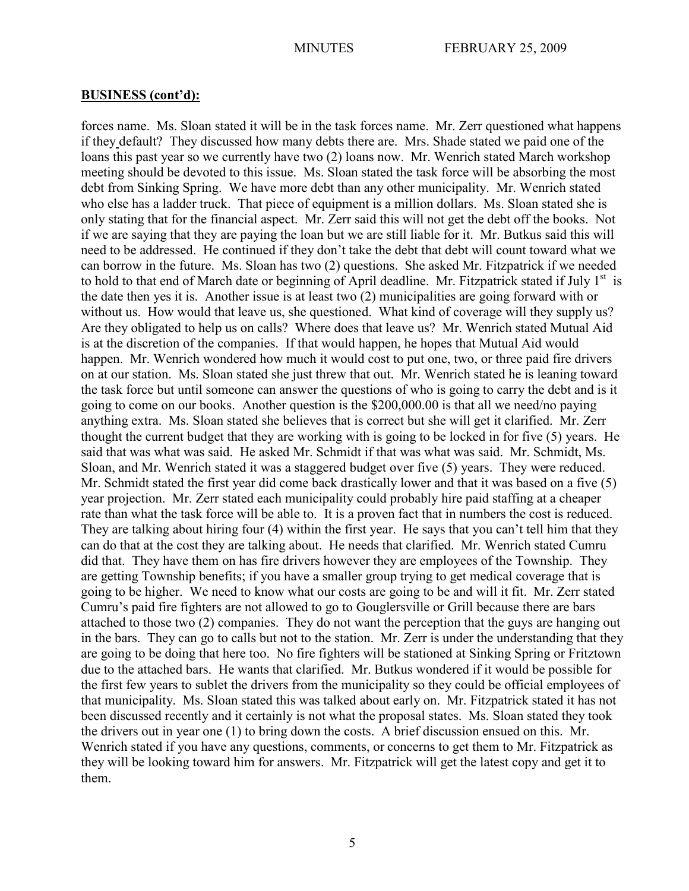**BUSINESS (cont'd):**

forces name. Ms. Sloan stated it will be in the task forces name. Mr. Zerr questioned what happens if they default? They discussed how many debts there are. Mrs. Shade stated we paid one of the loans this past year so we currently have two (2) loans now. Mr. Wenrich stated March workshop meeting should be devoted to this issue. Ms. Sloan stated the task force will be absorbing the most debt from Sinking Spring. We have more debt than any other municipality. Mr. Wenrich stated who else has a ladder truck. That piece of equipment is a million dollars. Ms. Sloan stated she is only stating that for the financial aspect. Mr. Zerr said this will not get the debt off the books. Not if we are saying that they are paying the loan but we are still liable for it. Mr. Butkus said this will need to be addressed. He continued if they don't take the debt that debt will count toward what we can borrow in the future. Ms. Sloan has two (2) questions. She asked Mr. Fitzpatrick if we needed to hold to that end of March date or beginning of April deadline. Mr. Fitzpatrick stated if July 1st is the date then yes it is. Another issue is at least two (2) municipalities are going forward with or without us. How would that leave us, she questioned. What kind of coverage will they supply us? Are they obligated to help us on calls? Where does that leave us? Mr. Wenrich stated Mutual Aid is at the discretion of the companies. If that would happen, he hopes that Mutual Aid would happen. Mr. Wenrich wondered how much it would cost to put one, two, or three paid fire drivers on at our station. Ms. Sloan stated she just threw that out. Mr. Wenrich stated he is leaning toward the task force but until someone can answer the questions of who is going to carry the debt and is it going to come on our books. Another question is the $200,000.00 is that all we need/no paying anything extra. Ms. Sloan stated she believes that is correct but she will get it clarified. Mr. Zerr thought the current budget that they are working with is going to be locked in for five (5) years. He said that was what was said. He asked Mr. Schmidt if that was what was said. Mr. Schmidt, Ms. Sloan, and Mr. Wenrich stated it was a staggered budget over five (5) years. They were reduced. Mr. Schmidt stated the first year did come back drastically lower and that it was based on a five (5) year projection. Mr. Zerr stated each municipality could probably hire paid staffing at a cheaper rate than what the task force will be able to. It is a proven fact that in numbers the cost is reduced. They are talking about hiring four (4) within the first year. He says that you can't tell him that they can do that at the cost they are talking about. He needs that clarified. Mr. Wenrich stated Cumru did that. They have them on has fire drivers however they are employees of the Township. They are getting Township benefits; if you have a smaller group trying to get medical coverage that is going to be higher. We need to know what our costs are going to be and will it fit. Mr. Zerr stated Cumru's paid fire fighters are not allowed to go to Gouglersville or Grill because there are bars attached to those two (2) companies. They do not want the perception that the guys are hanging out in the bars. They can go to calls but not to the station. Mr. Zerr is under the understanding that they are going to be doing that here too. No fire fighters will be stationed at Sinking Spring or Fritztown due to the attached bars. He wants that clarified. Mr. Butkus wondered if it would be possible for the first few years to sublet the drivers from the municipality so they could be official employees of that municipality. Ms. Sloan stated this was talked about early on. Mr. Fitzpatrick stated it has not been discussed recently and it certainly is not what the proposal states. Ms. Sloan stated they took the drivers out in year one (1) to bring down the costs. A brief discussion ensued on this. Mr. Wenrich stated if you have any questions, comments, or concerns to get them to Mr. Fitzpatrick as they will be looking toward him for answers. Mr. Fitzpatrick will get the latest copy and get it to them.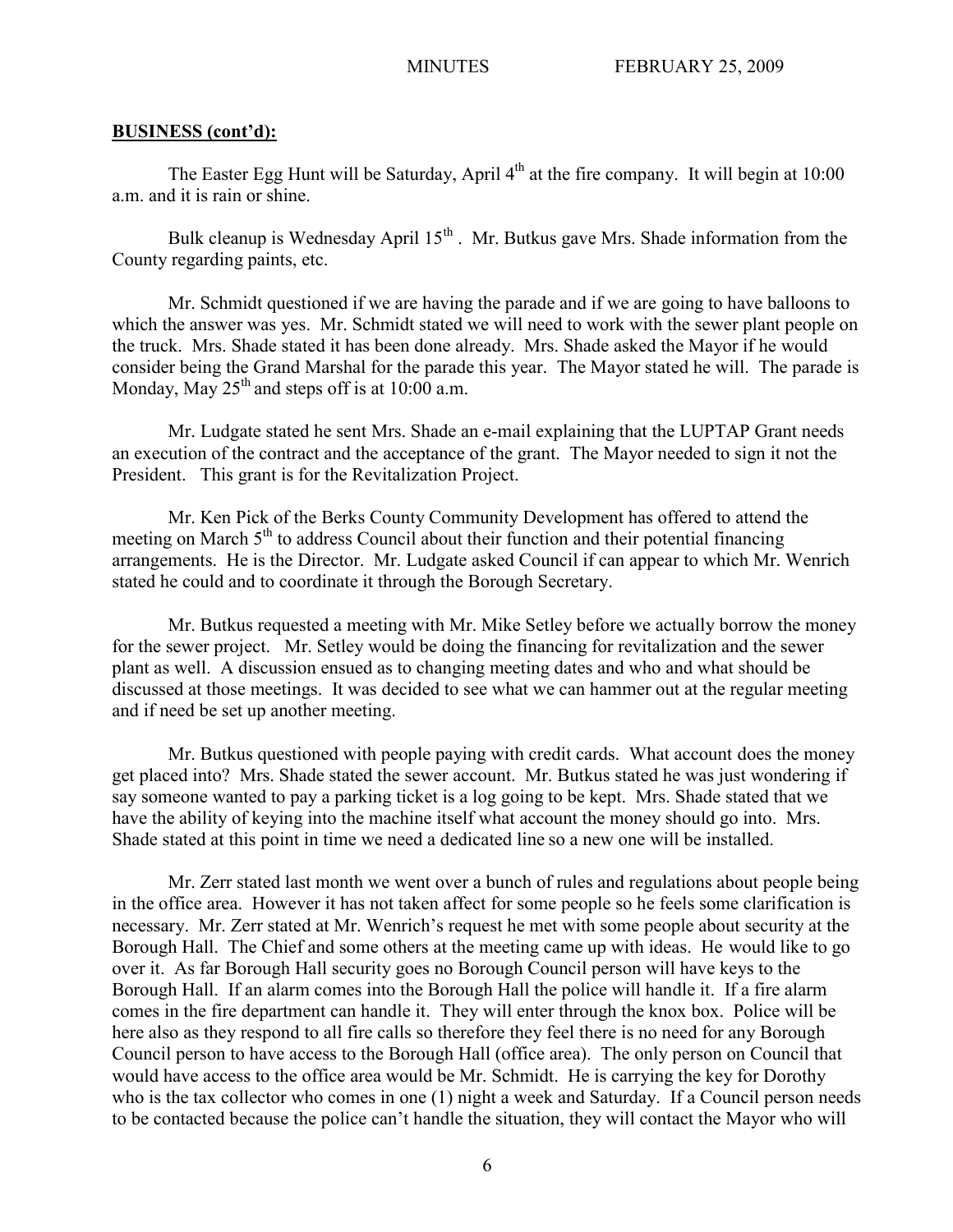**BUSINESS (cont'd):**

The Easter Egg Hunt will be Saturday, April 4th at the fire company. It will begin at 10:00 a.m. and it is rain or shine.

Bulk cleanup is Wednesday April 15th . Mr. Butkus gave Mrs. Shade information from the County regarding paints, etc.

Mr. Schmidt questioned if we are having the parade and if we are going to have balloons to which the answer was yes. Mr. Schmidt stated we will need to work with the sewer plant people on the truck. Mrs. Shade stated it has been done already. Mrs. Shade asked the Mayor if he would consider being the Grand Marshal for the parade this year. The Mayor stated he will. The parade is Monday, May 25th and steps off is at 10:00 a.m.

Mr. Ludgate stated he sent Mrs. Shade an e-mail explaining that the LUPTAP Grant needs an execution of the contract and the acceptance of the grant. The Mayor needed to sign it not the President. This grant is for the Revitalization Project.

Mr. Ken Pick of the Berks County Community Development has offered to attend the meeting on March 5th to address Council about their function and their potential financing arrangements. He is the Director. Mr. Ludgate asked Council if can appear to which Mr. Wenrich stated he could and to coordinate it through the Borough Secretary.

Mr. Butkus requested a meeting with Mr. Mike Setley before we actually borrow the money for the sewer project. Mr. Setley would be doing the financing for revitalization and the sewer plant as well. A discussion ensued as to changing meeting dates and who and what should be discussed at those meetings. It was decided to see what we can hammer out at the regular meeting and if need be set up another meeting.

Mr. Butkus questioned with people paying with credit cards. What account does the money get placed into? Mrs. Shade stated the sewer account. Mr. Butkus stated he was just wondering if say someone wanted to pay a parking ticket is a log going to be kept. Mrs. Shade stated that we have the ability of keying into the machine itself what account the money should go into. Mrs. Shade stated at this point in time we need a dedicated line so a new one will be installed.

Mr. Zerr stated last month we went over a bunch of rules and regulations about people being in the office area. However it has not taken affect for some people so he feels some clarification is necessary. Mr. Zerr stated at Mr. Wenrich's request he met with some people about security at the Borough Hall. The Chief and some others at the meeting came up with ideas. He would like to go over it. As far Borough Hall security goes no Borough Council person will have keys to the Borough Hall. If an alarm comes into the Borough Hall the police will handle it. If a fire alarm comes in the fire department can handle it. They will enter through the knox box. Police will be here also as they respond to all fire calls so therefore they feel there is no need for any Borough Council person to have access to the Borough Hall (office area). The only person on Council that would have access to the office area would be Mr. Schmidt. He is carrying the key for Dorothy who is the tax collector who comes in one (1) night a week and Saturday. If a Council person needs to be contacted because the police can't handle the situation, they will contact the Mayor who will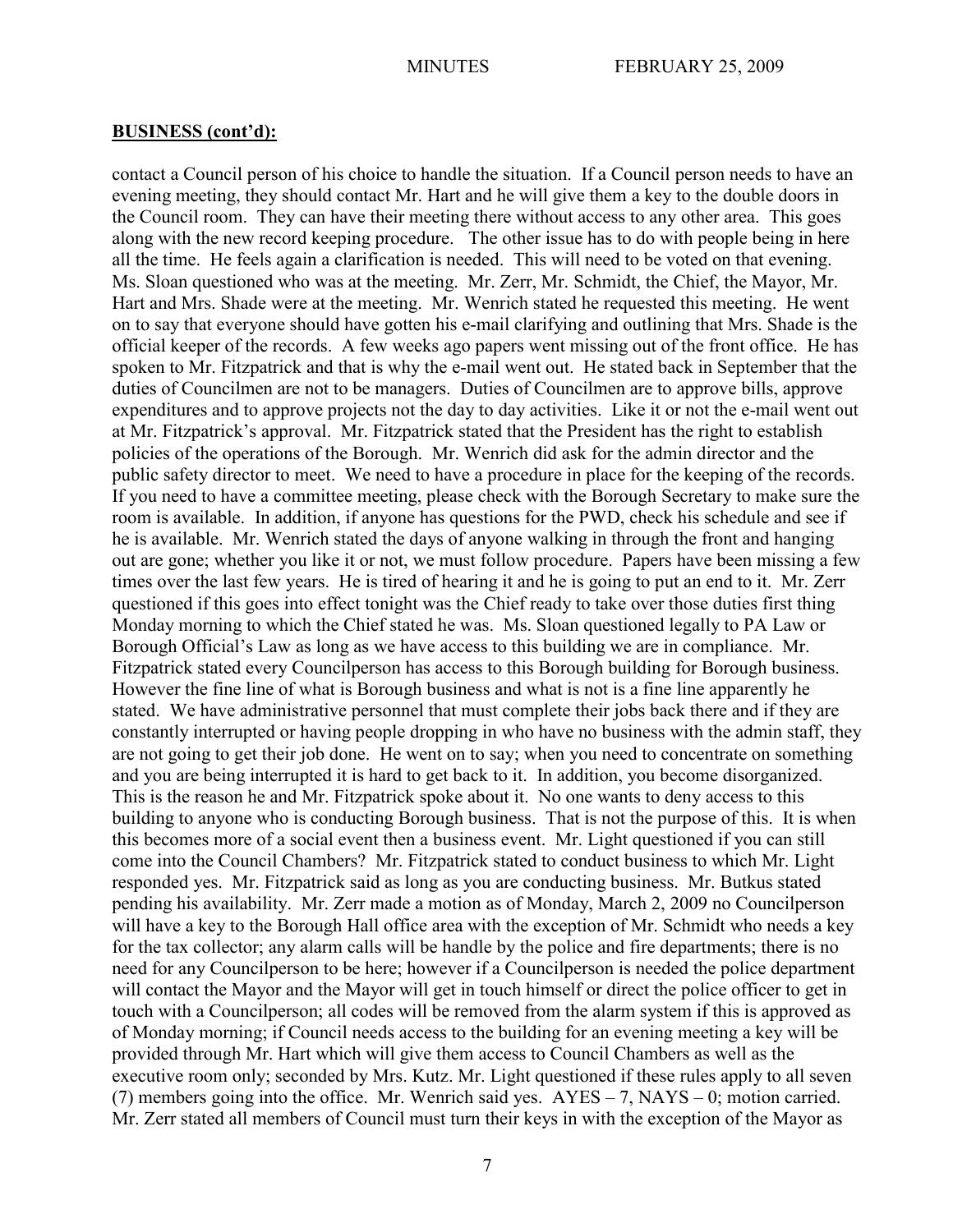## BUSINESS (cont'd):

contact a Council person of his choice to handle the situation. If a Council person needs to have an evening meeting, they should contact Mr. Hart and he will give them a key to the double doors in the Council room. They can have their meeting there without access to any other area. This goes along with the new record keeping procedure. The other issue has to do with people being in here all the time. He feels again a clarification is needed. This will need to be voted on that evening. Ms. Sloan questioned who was at the meeting. Mr. Zerr, Mr. Schmidt, the Chief, the Mayor, Mr. Hart and Mrs. Shade were at the meeting. Mr. Wenrich stated he requested this meeting. He went on to say that everyone should have gotten his e-mail clarifying and outlining that Mrs. Shade is the official keeper of the records. A few weeks ago papers went missing out of the front office. He has spoken to Mr. Fitzpatrick and that is why the e-mail went out. He stated back in September that the duties of Councilmen are not to be managers. Duties of Councilmen are to approve bills, approve expenditures and to approve projects not the day to day activities. Like it or not the e-mail went out at Mr. Fitzpatrick's approval. Mr. Fitzpatrick stated that the President has the right to establish policies of the operations of the Borough. Mr. Wenrich did ask for the admin director and the public safety director to meet. We need to have a procedure in place for the keeping of the records. If you need to have a committee meeting, please check with the Borough Secretary to make sure the room is available. In addition, if anyone has questions for the PWD, check his schedule and see if he is available. Mr. Wenrich stated the days of anyone walking in through the front and hanging out are gone; whether you like it or not, we must follow procedure. Papers have been missing a few times over the last few years. He is tired of hearing it and he is going to put an end to it. Mr. Zerr questioned if this goes into effect tonight was the Chief ready to take over those duties first thing Monday morning to which the Chief stated he was. Ms. Sloan questioned legally to PA Law or Borough Official's Law as long as we have access to this building we are in compliance. Mr. Fitzpatrick stated every Councilperson has access to this Borough building for Borough business. However the fine line of what is Borough business and what is not is a fine line apparently he stated. We have administrative personnel that must complete their jobs back there and if they are constantly interrupted or having people dropping in who have no business with the admin staff, they are not going to get their job done. He went on to say; when you need to concentrate on something and you are being interrupted it is hard to get back to it. In addition, you become disorganized. This is the reason he and Mr. Fitzpatrick spoke about it. No one wants to deny access to this building to anyone who is conducting Borough business. That is not the purpose of this. It is when this becomes more of a social event then a business event. Mr. Light questioned if you can still come into the Council Chambers? Mr. Fitzpatrick stated to conduct business to which Mr. Light responded yes. Mr. Fitzpatrick said as long as you are conducting business. Mr. Butkus stated pending his availability. Mr. Zerr made a motion as of Monday, March 2, 2009 no Councilperson will have a key to the Borough Hall office area with the exception of Mr. Schmidt who needs a key for the tax collector; any alarm calls will be handle by the police and fire departments; there is no need for any Councilperson to be here; however if a Councilperson is needed the police department will contact the Mayor and the Mayor will get in touch himself or direct the police officer to get in touch with a Councilperson; all codes will be removed from the alarm system if this is approved as of Monday morning; if Council needs access to the building for an evening meeting a key will be provided through Mr. Hart which will give them access to Council Chambers as well as the executive room only; seconded by Mrs. Kutz. Mr. Light questioned if these rules apply to all seven (7) members going into the office. Mr. Wenrich said yes. AYES – 7, NAYS – 0; motion carried. Mr. Zerr stated all members of Council must turn their keys in with the exception of the Mayor as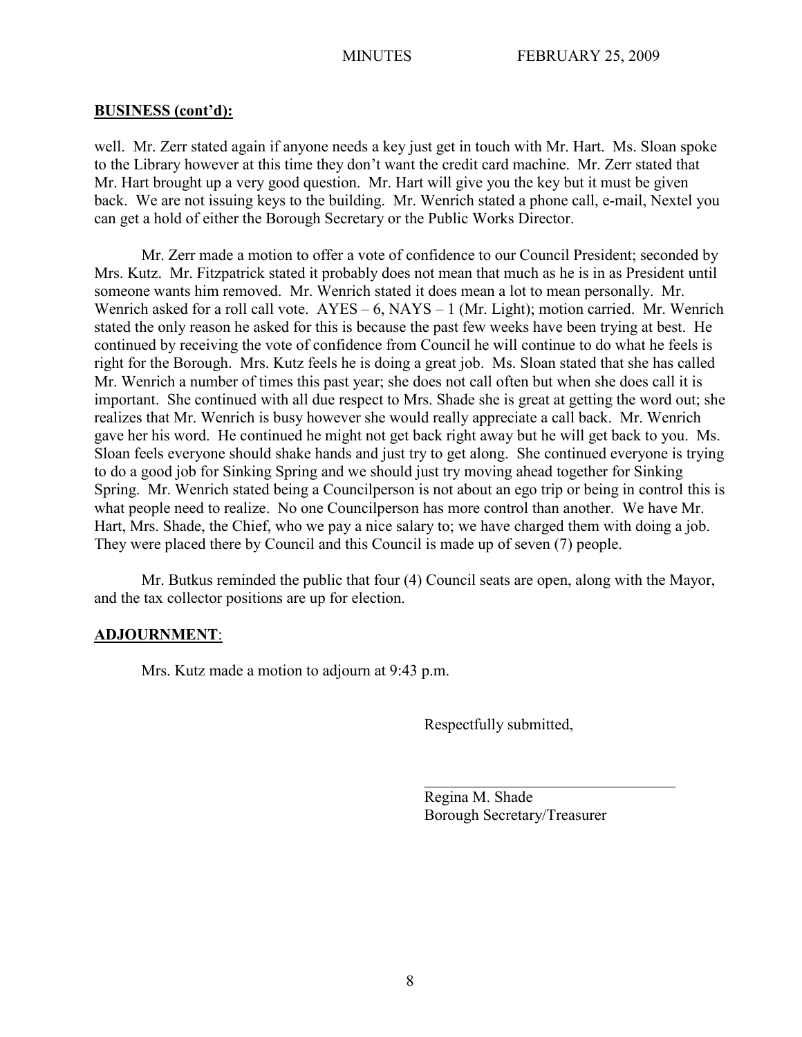**BUSINESS (cont'd):**

well. Mr. Zerr stated again if anyone needs a key just get in touch with Mr. Hart. Ms. Sloan spoke to the Library however at this time they don't want the credit card machine. Mr. Zerr stated that Mr. Hart brought up a very good question. Mr. Hart will give you the key but it must be given back. We are not issuing keys to the building. Mr. Wenrich stated a phone call, e-mail, Nextel you can get a hold of either the Borough Secretary or the Public Works Director.

Mr. Zerr made a motion to offer a vote of confidence to our Council President; seconded by Mrs. Kutz. Mr. Fitzpatrick stated it probably does not mean that much as he is in as President until someone wants him removed. Mr. Wenrich stated it does mean a lot to mean personally. Mr. Wenrich asked for a roll call vote. AYES – 6, NAYS – 1 (Mr. Light); motion carried. Mr. Wenrich stated the only reason he asked for this is because the past few weeks have been trying at best. He continued by receiving the vote of confidence from Council he will continue to do what he feels is right for the Borough. Mrs. Kutz feels he is doing a great job. Ms. Sloan stated that she has called Mr. Wenrich a number of times this past year; she does not call often but when she does call it is important. She continued with all due respect to Mrs. Shade she is great at getting the word out; she realizes that Mr. Wenrich is busy however she would really appreciate a call back. Mr. Wenrich gave her his word. He continued he might not get back right away but he will get back to you. Ms. Sloan feels everyone should shake hands and just try to get along. She continued everyone is trying to do a good job for Sinking Spring and we should just try moving ahead together for Sinking Spring. Mr. Wenrich stated being a Councilperson is not about an ego trip or being in control this is what people need to realize. No one Councilperson has more control than another. We have Mr. Hart, Mrs. Shade, the Chief, who we pay a nice salary to; we have charged them with doing a job. They were placed there by Council and this Council is made up of seven (7) people.

Mr. Butkus reminded the public that four (4) Council seats are open, along with the Mayor, and the tax collector positions are up for election.

**ADJOURNMENT**:

Mrs. Kutz made a motion to adjourn at 9:43 p.m.

Respectfully submitted,

\_\_\_\_\_\_\_\_\_\_\_\_\_\_\_\_\_\_\_\_\_\_\_\_\_\_\_\_\_\_\_\_\_\_

Regina M. Shade
Borough Secretary/Treasurer